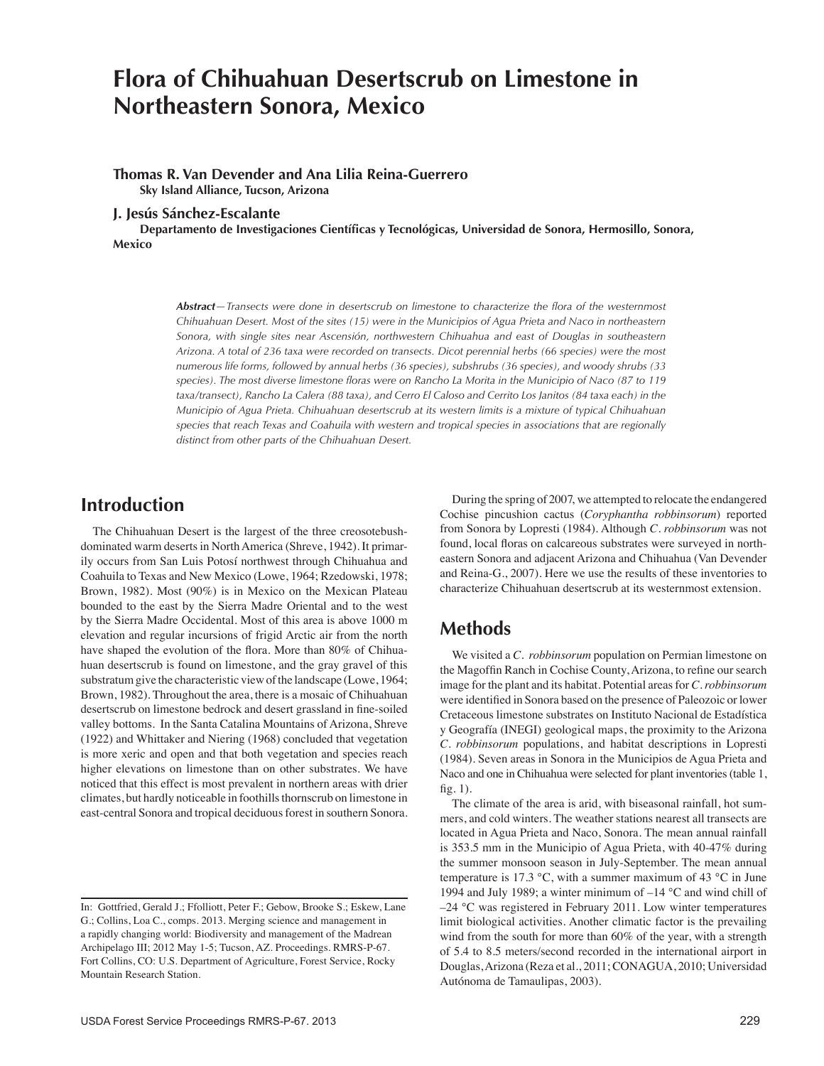# Flora of Chihuahuan Desertscrub on Limestone in Northeastern Sonora, Mexico

**Thomas R. Van Devender and Ana Lilia Reina-Guerrero**
**Sky Island Alliance, Tucson, Arizona**

**J. Jesús Sánchez-Escalante**
**Departamento de Investigaciones Científicas y Tecnológicas, Universidad de Sonora, Hermosillo, Sonora, Mexico**

***Abstract****—Transects were done in desertscrub on limestone to characterize the flora of the westernmost Chihuahuan Desert. Most of the sites (15) were in the Municipios of Agua Prieta and Naco in northeastern Sonora, with single sites near Ascensión, northwestern Chihuahua and east of Douglas in southeastern Arizona. A total of 236 taxa were recorded on transects. Dicot perennial herbs (66 species) were the most numerous life forms, followed by annual herbs (36 species), subshrubs (36 species), and woody shrubs (33 species). The most diverse limestone floras were on Rancho La Morita in the Municipio of Naco (87 to 119 taxa/transect), Rancho La Calera (88 taxa), and Cerro El Caloso and Cerrito Los Janitos (84 taxa each) in the Municipio of Agua Prieta. Chihuahuan desertscrub at its western limits is a mixture of typical Chihuahuan species that reach Texas and Coahuila with western and tropical species in associations that are regionally distinct from other parts of the Chihuahuan Desert.*

## Introduction

The Chihuahuan Desert is the largest of the three creosotebush-dominated warm deserts in North America (Shreve, 1942). It primarily occurs from San Luis Potosí northwest through Chihuahua and Coahuila to Texas and New Mexico (Lowe, 1964; Rzedowski, 1978; Brown, 1982). Most (90%) is in Mexico on the Mexican Plateau bounded to the east by the Sierra Madre Oriental and to the west by the Sierra Madre Occidental. Most of this area is above 1000 m elevation and regular incursions of frigid Arctic air from the north have shaped the evolution of the flora. More than 80% of Chihuahuan desertscrub is found on limestone, and the gray gravel of this substratum give the characteristic view of the landscape (Lowe, 1964; Brown, 1982). Throughout the area, there is a mosaic of Chihuahuan desertscrub on limestone bedrock and desert grassland in fine-soiled valley bottoms. In the Santa Catalina Mountains of Arizona, Shreve (1922) and Whittaker and Niering (1968) concluded that vegetation is more xeric and open and that both vegetation and species reach higher elevations on limestone than on other substrates. We have noticed that this effect is most prevalent in northern areas with drier climates, but hardly noticeable in foothills thornscrub on limestone in east-central Sonora and tropical deciduous forest in southern Sonora.

In: Gottfried, Gerald J.; Ffolliott, Peter F.; Gebow, Brooke S.; Eskew, Lane G.; Collins, Loa C., comps. 2013. Merging science and management in a rapidly changing world: Biodiversity and management of the Madrean Archipelago III; 2012 May 1-5; Tucson, AZ. Proceedings. RMRS-P-67. Fort Collins, CO: U.S. Department of Agriculture, Forest Service, Rocky Mountain Research Station.

During the spring of 2007, we attempted to relocate the endangered Cochise pincushion cactus (*Coryphantha robbinsorum*) reported from Sonora by Lopresti (1984). Although *C. robbinsorum* was not found, local floras on calcareous substrates were surveyed in northeastern Sonora and adjacent Arizona and Chihuahua (Van Devender and Reina-G., 2007). Here we use the results of these inventories to characterize Chihuahuan desertscrub at its westernmost extension.

## Methods

We visited a *C. robbinsorum* population on Permian limestone on the Magoffin Ranch in Cochise County, Arizona, to refine our search image for the plant and its habitat. Potential areas for *C. robbinsorum* were identified in Sonora based on the presence of Paleozoic or lower Cretaceous limestone substrates on Instituto Nacional de Estadística y Geografía (INEGI) geological maps, the proximity to the Arizona *C. robbinsorum* populations, and habitat descriptions in Lopresti (1984). Seven areas in Sonora in the Municipios de Agua Prieta and Naco and one in Chihuahua were selected for plant inventories (table 1, fig. 1).

The climate of the area is arid, with biseasonal rainfall, hot summers, and cold winters. The weather stations nearest all transects are located in Agua Prieta and Naco, Sonora. The mean annual rainfall is 353.5 mm in the Municipio of Agua Prieta, with 40-47% during the summer monsoon season in July-September. The mean annual temperature is 17.3 °C, with a summer maximum of 43 °C in June 1994 and July 1989; a winter minimum of –14 °C and wind chill of –24 °C was registered in February 2011. Low winter temperatures limit biological activities. Another climatic factor is the prevailing wind from the south for more than 60% of the year, with a strength of 5.4 to 8.5 meters/second recorded in the international airport in Douglas, Arizona (Reza et al., 2011; CONAGUA, 2010; Universidad Autónoma de Tamaulipas, 2003).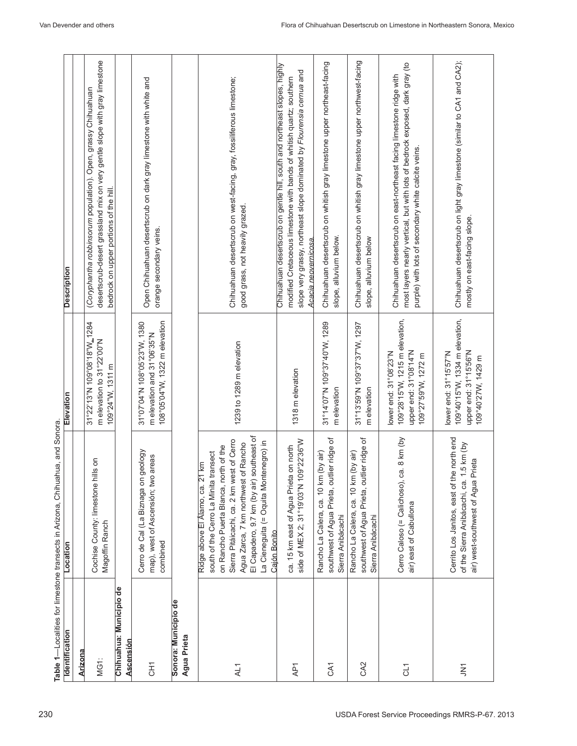**Table 1**—Localities for limestone transects in Arizona, Chihuahua, and Sonora.

| Identification | Location | Elevation | Description |
|---|---|---|---|
| **Arizona** | | | |
| MG1: | Cochise County: limestone hills on Magoffin Ranch | 31°22'13"N 109°08'18"W, 1284 m elevation to 31°22'00"N 109°24'W, 1311 m | (*Coryphantha robbinsorum* population). Open, grassy Chihuahuan desertscrub-desert grassland mix on very gentle slope with gray limestone bedrock on upper portions of the hill. |
| **Chihuahua: Municipio de Ascensión** | | | |
| CH1 | Cerro de Cal (La Biznaga on geology map), west of Ascensión; two areas combined | 31°07'04"N 108°05'23"W, 1380 m elevation and 31°06'35"N 108°05'04"W, 1322 m elevation | Open Chihuahuan desertscrub on dark gray limestone with white and orange secondary veins. |
| **Sonora: Municipio de Agua Prieta** | | | |
| AL1 | Ridge above El Álamo, ca. 21 km south of the Cerro La Minita transect on Rancho Puerta Blanca, north of the Sierra Pitáicachi, ca. 2 km west of Cerro Agua Zarca, 7 km northwest of Rancho El Capadero, 9.7 km (by air) southeast of La Cieneguita (= Oquita Montenegro) in Cajón Bonito | 1239 to 1289 m elevation | Chihuahuan desertscrub on west-facing, gray, fossiliferous limestone; good grass, not heavily grazed. |
| AP1 | ca. 15 km east of Agua Prieta on north side of MEX 2; 31°19'03"N 109°22'36"W | 1318 m elevation | Chihuahuan desertscrub on gentle hill, south and northeast slopes, highly modified Cretaceous limestone with bands of whitish quartz; southern slope very grassy, northeast slope dominated by *Flourensia cernua* and *Acacia neovernicosa*. |
| CA1 | Rancho La Calera, ca. 10 km (by air) southwest of Agua Prieta, outlier ridge of Sierra Anibácachi | 31°14'07"N 109°37'40"W, 1289 m elevation | Chihuahuan desertscrub on whitish gray limestone upper northeast-facing slope, alluvium below. |
| CA2 | Rancho La Calera, ca. 10 km (by air) southwest of Agua Prieta, outlier ridge of Sierra Anibácachi | 31°13'59"N 109°37'37"W, 1297 m elevation | Chihuahuan desertscrub on whitish gray limestone upper northwest-facing slope, alluvium below |
| CL1 | Cerro Caloso (= Calichoso), ca. 8 km (by air) east of Cabullona | lower end: 31°08'23"N 109°28'15"W, 1215 m elevation, upper end: 31°08'14"N 109°27'59"W, 1272 m | Chihuahuan desertscrub on east-northeast facing limestone ridge with most layers nearly vertical, but with lots of bedrock exposed, dark gray (to purple) with lots of secondary white calcite veins. |
| JN1 | Cerrito Los Janitos, east of the north end of the Sierra Anibácachi, ca. 1.5 km (by air) west-southwest of Agua Prieta | lower end: 31°15'57"N 109°40'15"W, 1334 m elevation, upper end: 31°15'56"N 109°40'27W, 1429 m | Chihuahuan desertscrub on light gray limestone (similar to CA1 and CA2); mostly on east-facing slope. |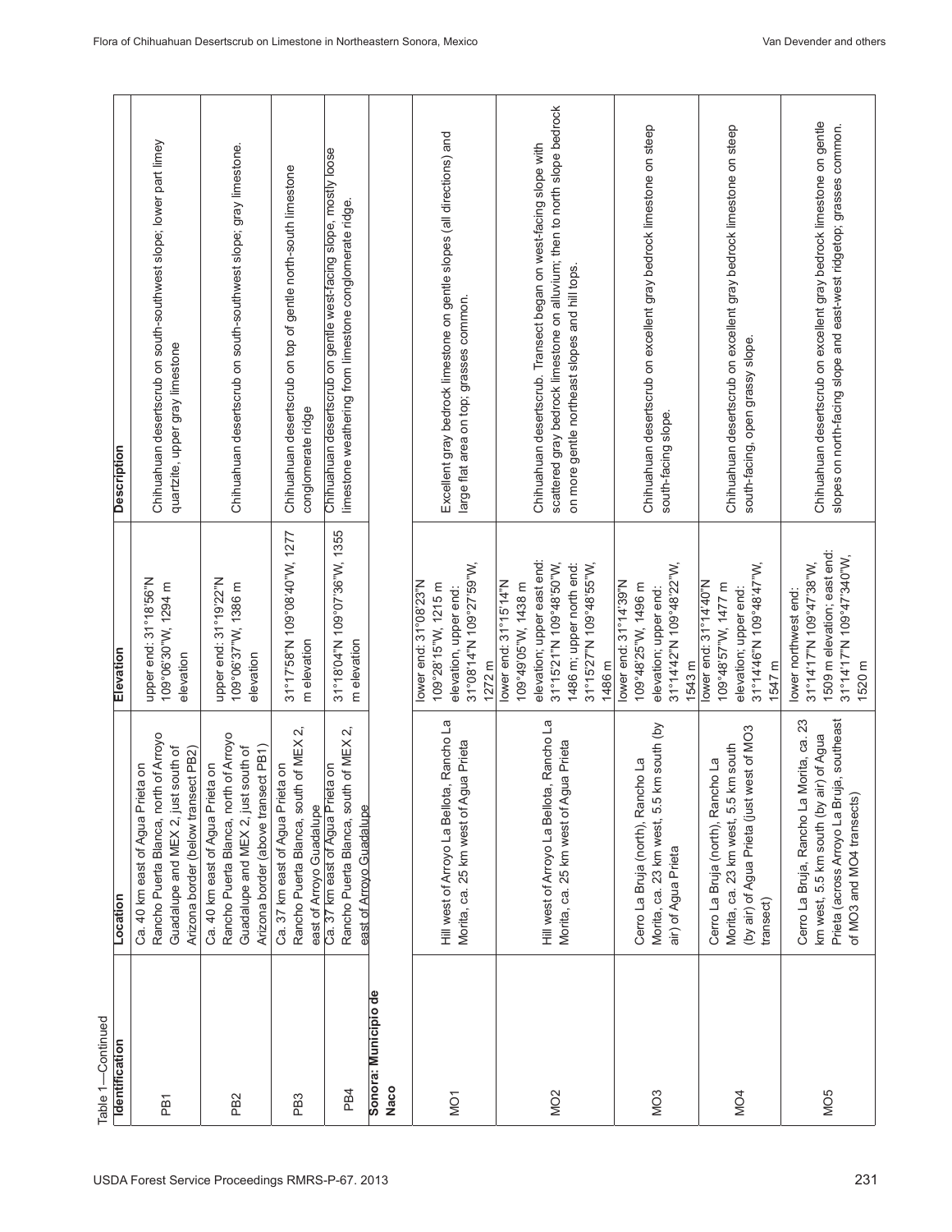Table 1—Continued

| Identification | Location | Elevation | Description |
|---|---|---|---|
| PB1 | Ca. 40 km east of Agua Prieta on Rancho Puerta Blanca, north of Arroyo Guadalupe and MEX 2, just south of Arizona border (below transect PB2) | upper end: 31°18'56"N 109°06'30"W, 1294 m elevation | Chihuahuan desertscrub on south-southwest slope; lower part limey quartzite, upper gray limestone |
| PB2 | Ca. 40 km east of Agua Prieta on Rancho Puerta Blanca, north of Arroyo Guadalupe and MEX 2, just south of Arizona border (above transect PB1) | upper end: 31°19'22"N 109°06'37"W, 1386 m elevation | Chihuahuan desertscrub on south-southwest slope; gray limestone. |
| PB3 | Ca. 37 km east of Agua Prieta on Rancho Puerta Blanca, south of MEX 2, east of Arroyo Guadalupe | 31°17'58"N 109°08'40"W, 1277 m elevation | Chihuahuan desertscrub on top of gentle north-south limestone conglomerate ridge |
| PB4 | Ca. 37 km east of Agua Prieta on Rancho Puerta Blanca, south of MEX 2, east of Arroyo Guadalupe | 31°18'04"N 109°07'36"W, 1355 m elevation | Chihuahuan desertscrub on gentle west-facing slope, mostly loose limestone weathering from limestone conglomerate ridge. |
| **Sonora: Municipio de Naco** | | | |
| MO1 | Hill west of Arroyo La Bellota, Rancho La Morita, ca. 25 km west of Agua Prieta | lower end: 31°08'23"N 109°28'15"W, 1215 m elevation, upper end: 31°08'14"N 109°27'59"W, 1272 m | Excellent gray bedrock limestone on gentle slopes (all directions) and large flat area on top; grasses common. |
| MO2 | Hill west of Arroyo La Bellota, Rancho La Morita, ca. 25 km west of Agua Prieta | lower end: 31°15'14"N 109°49'05"W, 1438 m elevation; upper east end: 31°15'21"N 109°48'50"W, 1486 m; upper north end: 31°15'27"N 109°48'55"W, 1486 m | Chihuahuan desertscrub. Transect began on west-facing slope with scattered gray bedrock limestone on alluvium; then to north slope bedrock on more gentle northeast slopes and hill tops. |
| MO3 | Cerro La Bruja (north), Rancho La Morita, ca. 23 km west, 5.5 km south (by air) of Agua Prieta | lower end: 31°14'39"N 109°48'25"W, 1496 m elevation; upper end: 31°14'42"N 109°48'22"W, 1543 m | Chihuahuan desertscrub on excellent gray bedrock limestone on steep south-facing slope. |
| MO4 | Cerro La Bruja (north), Rancho La Morita, ca. 23 km west, 5.5 km south (by air) of Agua Prieta (just west of MO3 transect) | lower end: 31°14'40"N 109°48'57"W, 1477 m elevation; upper end: 31°14'46"N 109°48'47"W, 1547 m | Chihuahuan desertscrub on excellent gray bedrock limestone on steep south-facing, open grassy slope. |
| MO5 | Cerro La Bruja, Rancho La Morita, ca. 23 km west, 5.5 km south (by air) of Agua Prieta (across Arroyo La Bruja, southeast of MO3 and MO4 transects) | lower northwest end: 31°14'17"N 109°47'38"W, 1509 m elevation; east end: 31°14'17"N 109°47'340"W, 1520 m | Chihuahuan desertscrub on excellent gray bedrock limestone on gentle slopes on north-facing slope and east-west ridgetop; grasses common. |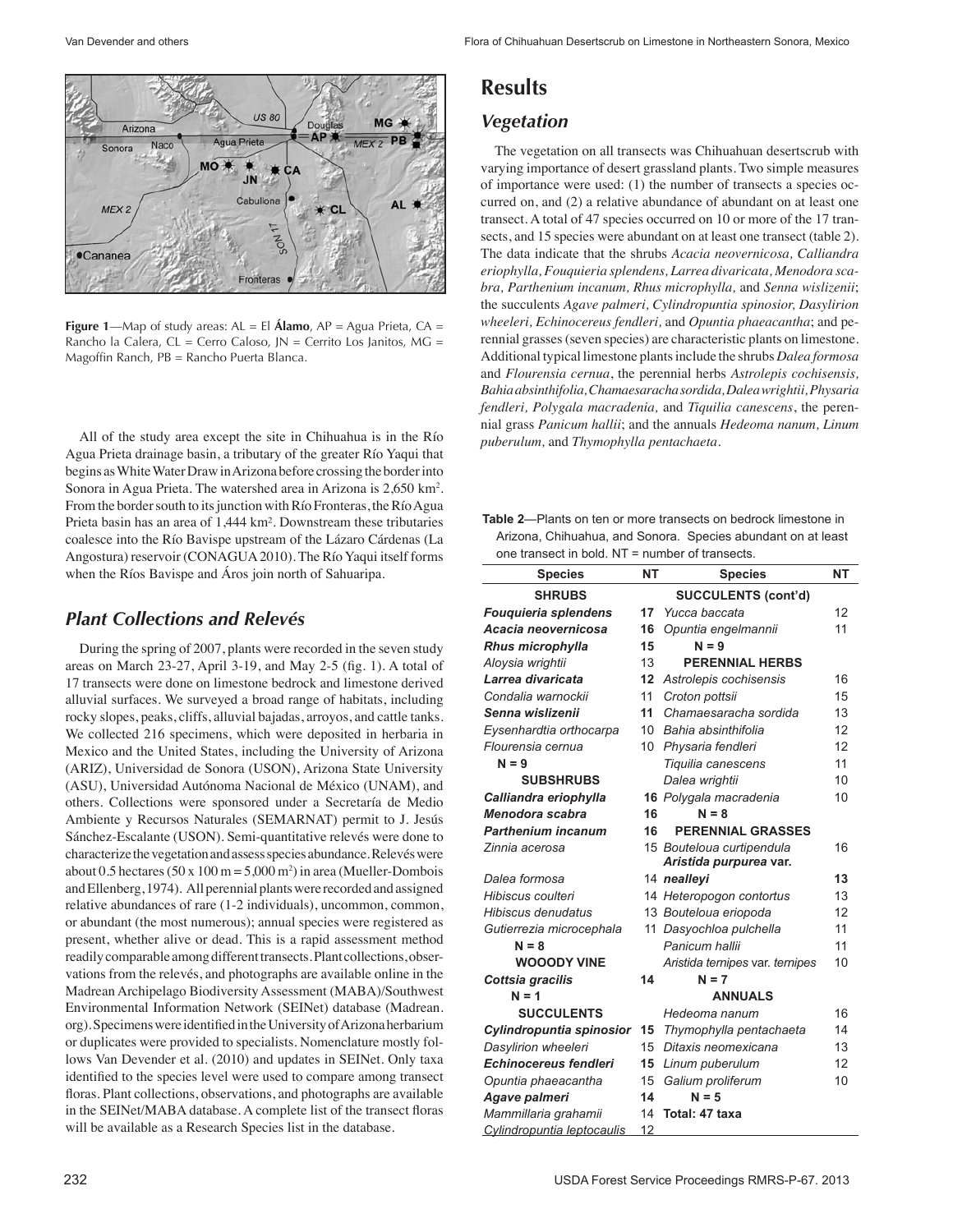**Figure 1**—Map of study areas: AL = El **Álamo**, AP = Agua Prieta, CA = Rancho la Calera, CL = Cerro Caloso, JN = Cerrito Los Janitos, MG = Magoffin Ranch, PB = Rancho Puerta Blanca.

All of the study area except the site in Chihuahua is in the Río Agua Prieta drainage basin, a tributary of the greater Río Yaqui that begins as White Water Draw in Arizona before crossing the border into Sonora in Agua Prieta. The watershed area in Arizona is 2,650 km$^2$. From the border south to its junction with Río Fronteras, the Río Agua Prieta basin has an area of 1,444 km$^2$. Downstream these tributaries coalesce into the Río Bavispe upstream of the Lázaro Cárdenas (La Angostura) reservoir (CONAGUA 2010). The Río Yaqui itself forms when the Ríos Bavispe and Áros join north of Sahuaripa.

## Plant Collections and Relevés

During the spring of 2007, plants were recorded in the seven study areas on March 23-27, April 3-19, and May 2-5 (fig. 1). A total of 17 transects were done on limestone bedrock and limestone derived alluvial surfaces. We surveyed a broad range of habitats, including rocky slopes, peaks, cliffs, alluvial bajadas, arroyos, and cattle tanks. We collected 216 specimens, which were deposited in herbaria in Mexico and the United States, including the University of Arizona (ARIZ), Universidad de Sonora (USON), Arizona State University (ASU), Universidad Autónoma Nacional de México (UNAM), and others. Collections were sponsored under a Secretaría de Medio Ambiente y Recursos Naturales (SEMARNAT) permit to J. Jesús Sánchez-Escalante (USON). Semi-quantitative relevés were done to characterize the vegetation and assess species abundance. Relevés were about 0.5 hectares (50 x 100 m = 5,000 m$^2$) in area (Mueller-Dombois and Ellenberg, 1974). All perennial plants were recorded and assigned relative abundances of rare (1-2 individuals), uncommon, common, or abundant (the most numerous); annual species were registered as present, alive or dead. This is a rapid assessment method readily comparable among different transects. Plant collections, observations from the relevés, and photographs are available online in the Madrean Archipelago Biodiversity Assessment (MABA)/Southwest Environmental Information Network (SEINet) database (Madrean.org). Specimens were identified in the University of Arizona herbarium or duplicates were provided to specialists. Nomenclature mostly follows Van Devender et al. (2010) and updates in SEINet. Only taxa identified to the species level were used to compare among transect floras. Plant collections, observations, and photographs are available in the SEINet/MABA database. A complete list of the transect floras will be available as a Research Species list in the database.

# Results

## Vegetation

The vegetation on all transects was Chihuahuan desertscrub with varying importance of desert grassland plants. Two simple measures of importance were used: (1) the number of transects a species occurred on, and (2) a relative abundance of abundant on at least one transect. A total of 47 species occurred on 10 or more of the 17 transects, and 15 species were abundant on at least one transect (table 2). The data indicate that the shrubs *Acacia neovernicosa, Calliandra eriophylla, Fouquieria splendens, Larrea divaricata, Menodora scabra, Parthenium incanum, Rhus microphylla,* and *Senna wislizenii*; the succulents *Agave palmeri, Cylindropuntia spinosior, Dasylirion wheeleri, Echinocereus fendleri,* and *Opuntia phaeacantha*; and perennial grasses (seven species) are characteristic plants on limestone. Additional typical limestone plants include the shrubs *Dalea formosa* and *Flourensia cernua*, the perennial herbs *Astrolepis cochisensis, Bahia absinthifolia, Chamaesaracha sordida, Dalea wrightii, Physaria fendleri, Polygala macradenia,* and *Tiquilia canescens*, the perennial grass *Panicum hallii*; and the annuals *Hedeoma nanum, Linum puberulum,* and *Thymophylla pentachaeta*.

**Table 2**—Plants on ten or more transects on bedrock limestone in Arizona, Chihuahua, and Sonora. Species abundant on at least one transect in bold. NT = number of transects.

| Species | NT | Species | NT |
|---|---|---|---|
| **SHRUBS** | | **SUCCULENTS (cont'd)** | |
| ***Fouquieria splendens*** | **17** | *Yucca baccata* | 12 |
| ***Acacia neovernicosa*** | **16** | *Opuntia engelmannii* | 11 |
| ***Rhus microphylla*** | **15** | N = 9 | |
| *Aloysia wrightii* | 13 | **PERENNIAL HERBS** | |
| ***Larrea divaricata*** | **12** | *Astrolepis cochisensis* | 16 |
| *Condalia warnockii* | 11 | *Croton pottsii* | 15 |
| ***Senna wislizenii*** | **11** | *Chamaesaracha sordida* | 13 |
| *Eysenhardtia orthocarpa* | 10 | *Bahia absinthifolia* | 12 |
| *Flourensia cernua* | 10 | *Physaria fendleri* | 12 |
| N = 9 | | *Tiquilia canescens* | 11 |
| **SUBSHRUBS** | | *Dalea wrightii* | 10 |
| ***Calliandra eriophylla*** | **16** | *Polygala macradenia* | 10 |
| ***Menodora scabra*** | **16** | N = 8 | |
| ***Parthenium incanum*** | **16** | **PERENNIAL GRASSES** | |
| *Zinnia acerosa* | 15 | *Bouteloua curtipendula* | 16 |
| *Dalea formosa* | 14 | ***Aristida purpurea* var. *nealleyi*** | **13** |
| *Hibiscus coulteri* | 14 | *Heteropogon contortus* | 13 |
| *Hibiscus denudatus* | 13 | *Bouteloua eriopoda* | 12 |
| *Gutierrezia microcephala* | 11 | *Dasyochloa pulchella* | 11 |
| N = 8 | | *Panicum hallii* | 11 |
| **WOOODY VINE** | | *Aristida ternipes* var. *ternipes* | 10 |
| ***Cottsia gracilis*** | **14** | N = 7 | |
| N = 1 | | **ANNUALS** | |
| **SUCCULENTS** | | *Hedeoma nanum* | 16 |
| ***Cylindropuntia spinosior*** | **15** | *Thymophylla pentachaeta* | 14 |
| *Dasylirion wheeleri* | 15 | *Ditaxis neomexicana* | 13 |
| ***Echinocereus fendleri*** | **15** | *Linum puberulum* | 12 |
| *Opuntia phaeacantha* | 15 | *Galium proliferum* | 10 |
| ***Agave palmeri*** | **14** | N = 5 | |
| *Mammillaria grahamii* | 14 | **Total: 47 taxa** | |
| *Cylindropuntia leptocaulis* | 12 | | |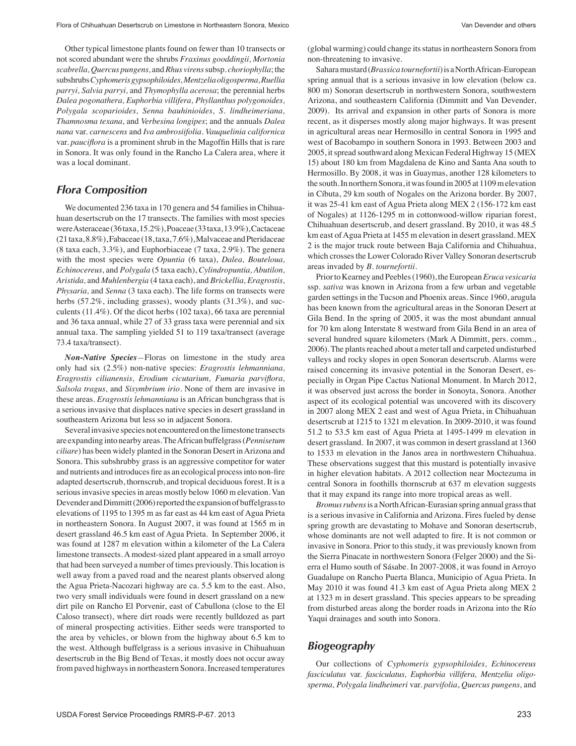Other typical limestone plants found on fewer than 10 transects or not scored abundant were the shrubs *Fraxinus gooddingii, Mortonia scabrella, Quercus pungens,* and *Rhus virens* subsp. *choriophylla*; the subshrubs *Cyphomeris gypsophiloides, Mentzelia oligosperma, Ruellia parryi, Salvia parryi,* and *Thymophylla acerosa*; the perennial herbs *Dalea pogonathera, Euphorbia villifera, Phyllanthus polygonoides, Polygala scoparioides, Senna bauhinioides, S. lindheimeriana, Thamnosma texana,* and *Verbesina longipes*; and the annuals *Dalea nana* var. *carnescens* and *Iva ambrosiifolia*. *Vauquelinia californica* var. *pauciflora* is a prominent shrub in the Magoffin Hills that is rare in Sonora. It was only found in the Rancho La Calera area, where it was a local dominant.

## Flora Composition

We documented 236 taxa in 170 genera and 54 families in Chihuahuan desertscrub on the 17 transects. The families with most species were Asteraceae (36 taxa, 15.2%), Poaceae (33 taxa, 13.9%), Cactaceae (21 taxa, 8.8%), Fabaceae (18, taxa, 7.6%), Malvaceae and Pteridaceae (8 taxa each, 3.3%), and Euphorbiaceae (7 taxa, 2.9%). The genera with the most species were *Opuntia* (6 taxa), *Dalea, Bouteloua, Echinocereus,* and *Polygala* (5 taxa each), *Cylindropuntia, Abutilon, Aristida,* and *Muhlenbergia* (4 taxa each), and *Brickellia, Eragrostis, Physaria,* and *Senna* (3 taxa each). The life forms on transects were herbs (57.2%, including grasses), woody plants (31.3%), and succulents (11.4%). Of the dicot herbs (102 taxa), 66 taxa are perennial and 36 taxa annual, while 27 of 33 grass taxa were perennial and six annual taxa. The sampling yielded 51 to 119 taxa/transect (average 73.4 taxa/transect).

***Non-Native Species***—Floras on limestone in the study area only had six (2.5%) non-native species: *Eragrostis lehmanniana, Eragrostis cilianensis, Erodium cicutarium, Fumaria parviflora, Salsola tragus,* and *Sisymbrium irio*. None of them are invasive in these areas. *Eragrostis lehmanniana* is an African bunchgrass that is a serious invasive that displaces native species in desert grassland in southeastern Arizona but less so in adjacent Sonora.

Several invasive species not encountered on the limestone transects are expanding into nearby areas. The African buffelgrass (*Pennisetum ciliare*) has been widely planted in the Sonoran Desert in Arizona and Sonora. This subshrubby grass is an aggressive competitor for water and nutrients and introduces fire as an ecological process into non-fire adapted desertscrub, thornscrub, and tropical deciduous forest. It is a serious invasive species in areas mostly below 1060 m elevation. Van Devender and Dimmitt (2006) reported the expansion of buffelgrass to elevations of 1195 to 1395 m as far east as 44 km east of Agua Prieta in northeastern Sonora. In August 2007, it was found at 1565 m in desert grassland 46.5 km east of Agua Prieta. In September 2006, it was found at 1287 m elevation within a kilometer of the La Calera limestone transects. A modest-sized plant appeared in a small arroyo that had been surveyed a number of times previously. This location is well away from a paved road and the nearest plants observed along the Agua Prieta-Nacozari highway are ca. 5.5 km to the east. Also, two very small individuals were found in desert grassland on a new dirt pile on Rancho El Porvenir, east of Cabullona (close to the El Caloso transect), where dirt roads were recently bulldozed as part of mineral prospecting activities. Either seeds were transported to the area by vehicles, or blown from the highway about 6.5 km to the west. Although buffelgrass is a serious invasive in Chihuahuan desertscrub in the Big Bend of Texas, it mostly does not occur away from paved highways in northeastern Sonora. Increased temperatures (global warming) could change its status in northeastern Sonora from non-threatening to invasive.

Sahara mustard (*Brassica tournefortii*) is a North African-European spring annual that is a serious invasive in low elevation (below ca. 800 m) Sonoran desertscrub in northwestern Sonora, southwestern Arizona, and southeastern California (Dimmitt and Van Devender, 2009). Its arrival and expansion in other parts of Sonora is more recent, as it disperses mostly along major highways. It was present in agricultural areas near Hermosillo in central Sonora in 1995 and west of Bacobampo in southern Sonora in 1993. Between 2003 and 2005, it spread southward along Mexican Federal Highway 15 (MEX 15) about 180 km from Magdalena de Kino and Santa Ana south to Hermosillo. By 2008, it was in Guaymas, another 128 kilometers to the south. In northern Sonora, it was found in 2005 at 1109 m elevation in Cíbuta, 29 km south of Nogales on the Arizona border. By 2007, it was 25-41 km east of Agua Prieta along MEX 2 (156-172 km east of Nogales) at 1126-1295 m in cottonwood-willow riparian forest, Chihuahuan desertscrub, and desert grassland. By 2010, it was 48.5 km east of Agua Prieta at 1455 m elevation in desert grassland. MEX 2 is the major truck route between Baja California and Chihuahua, which crosses the Lower Colorado River Valley Sonoran desertscrub areas invaded by *B. tournefortii*.

Prior to Kearney and Peebles (1960), the European *Eruca vesicaria* ssp. *sativa* was known in Arizona from a few urban and vegetable garden settings in the Tucson and Phoenix areas. Since 1960, arugula has been known from the agricultural areas in the Sonoran Desert at Gila Bend. In the spring of 2005, it was the most abundant annual for 70 km along Interstate 8 westward from Gila Bend in an area of several hundred square kilometers (Mark A Dimmitt, pers. comm., 2006). The plants reached about a meter tall and carpeted undisturbed valleys and rocky slopes in open Sonoran desertscrub. Alarms were raised concerning its invasive potential in the Sonoran Desert, especially in Organ Pipe Cactus National Monument. In March 2012, it was observed just across the border in Sonoyta, Sonora. Another aspect of its ecological potential was uncovered with its discovery in 2007 along MEX 2 east and west of Agua Prieta, in Chihuahuan desertscrub at 1215 to 1321 m elevation. In 2009-2010, it was found 51.2 to 53.5 km east of Agua Prieta at 1495-1499 m elevation in desert grassland. In 2007, it was common in desert grassland at 1360 to 1533 m elevation in the Janos area in northwestern Chihuahua. These observations suggest that this mustard is potentially invasive in higher elevation habitats. A 2012 collection near Moctezuma in central Sonora in foothills thornscrub at 637 m elevation suggests that it may expand its range into more tropical areas as well.

*Bromus rubens* is a North African-Eurasian spring annual grass that is a serious invasive in California and Arizona. Fires fueled by dense spring growth are devastating to Mohave and Sonoran desertscrub, whose dominants are not well adapted to fire. It is not common or invasive in Sonora. Prior to this study, it was previously known from the Sierra Pinacate in northwestern Sonora (Felger 2000) and the Sierra el Humo south of Sásabe. In 2007-2008, it was found in Arroyo Guadalupe on Rancho Puerta Blanca, Municipio of Agua Prieta. In May 2010 it was found 41.3 km east of Agua Prieta along MEX 2 at 1323 m in desert grassland. This species appears to be spreading from disturbed areas along the border roads in Arizona into the Río Yaqui drainages and south into Sonora.

## Biogeography

Our collections of *Cyphomeris gypsophiloides, Echinocereus fasciculatus* var. *fasciculatus, Euphorbia villifera, Mentzelia oligosperma, Polygala lindheimeri* var. *parvifolia*, *Quercus pungens,* and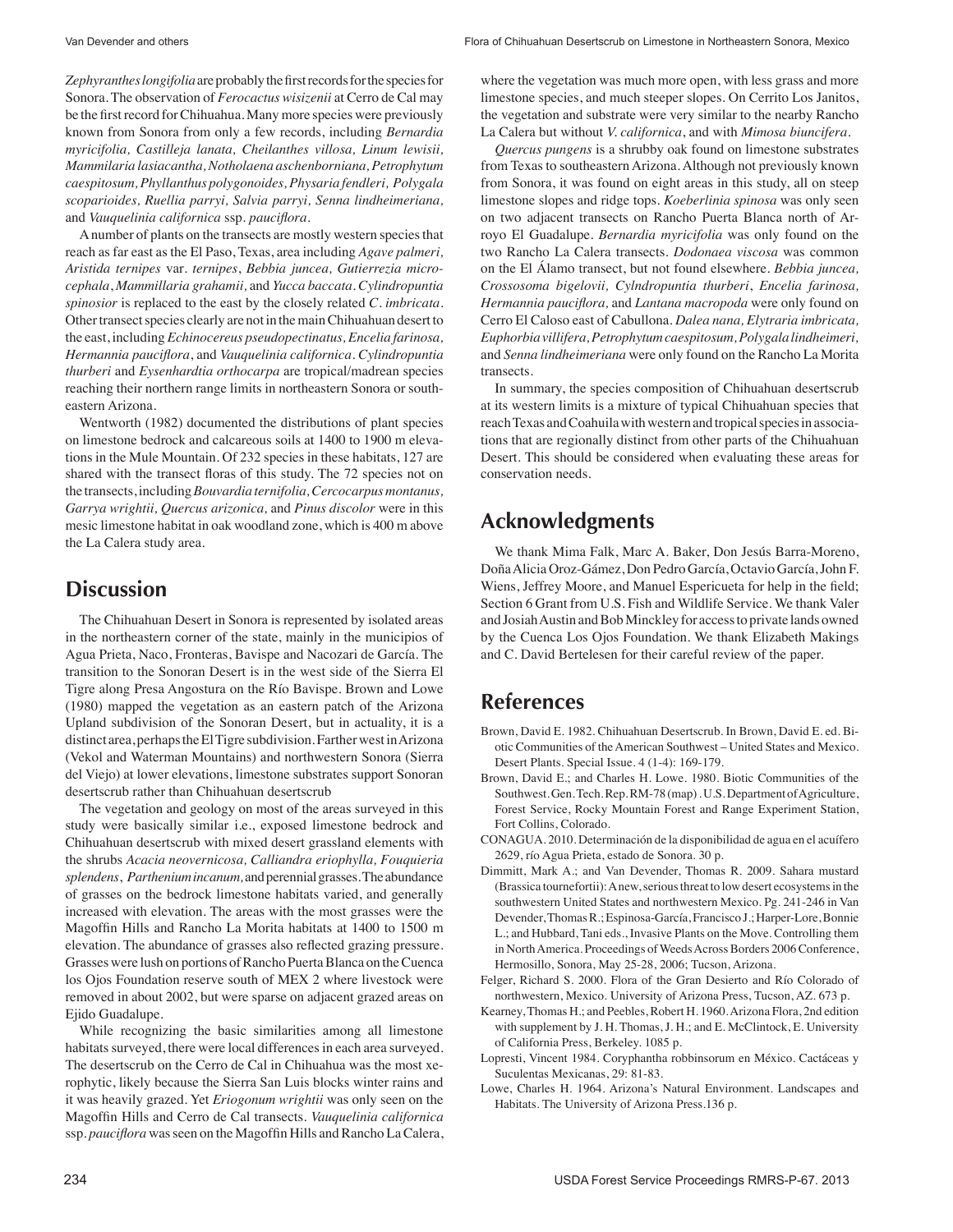*Zephyranthes longifolia* are probably the first records for the species for Sonora. The observation of *Ferocactus wisizenii* at Cerro de Cal may be the first record for Chihuahua. Many more species were previously known from Sonora from only a few records, including *Bernardia myricifolia, Castilleja lanata, Cheilanthes villosa, Linum lewisii, Mammilaria lasiacantha, Notholaena aschenborniana, Petrophytum caespitosum, Phyllanthus polygonoides, Physaria fendleri, Polygala scoparioides, Ruellia parryi, Salvia parryi, Senna lindheimeriana,* and *Vauquelinia californica* ssp. *pauciflora*.

A number of plants on the transects are mostly western species that reach as far east as the El Paso, Texas, area including *Agave palmeri, Aristida ternipes* var. *ternipes*, *Bebbia juncea, Gutierrezia microcephala*, *Mammillaria grahamii,* and *Yucca baccata*. *Cylindropuntia spinosior* is replaced to the east by the closely related *C. imbricata*. Other transect species clearly are not in the main Chihuahuan desert to the east, including *Echinocereus pseudopectinatus, Encelia farinosa, Hermannia pauciflora*, and *Vauquelinia californica*. *Cylindropuntia thurberi* and *Eysenhardtia orthocarpa* are tropical/madrean species reaching their northern range limits in northeastern Sonora or southeastern Arizona.

Wentworth (1982) documented the distributions of plant species on limestone bedrock and calcareous soils at 1400 to 1900 m elevations in the Mule Mountain. Of 232 species in these habitats, 127 are shared with the transect floras of this study. The 72 species not on the transects, including *Bouvardia ternifolia, Cercocarpus montanus, Garrya wrightii, Quercus arizonica,* and *Pinus discolor* were in this mesic limestone habitat in oak woodland zone, which is 400 m above the La Calera study area.

## Discussion

The Chihuahuan Desert in Sonora is represented by isolated areas in the northeastern corner of the state, mainly in the municipios of Agua Prieta, Naco, Fronteras, Bavispe and Nacozari de García. The transition to the Sonoran Desert is in the west side of the Sierra El Tigre along Presa Angostura on the Río Bavispe. Brown and Lowe (1980) mapped the vegetation as an eastern patch of the Arizona Upland subdivision of the Sonoran Desert, but in actuality, it is a distinct area, perhaps the El Tigre subdivision. Farther west in Arizona (Vekol and Waterman Mountains) and northwestern Sonora (Sierra del Viejo) at lower elevations, limestone substrates support Sonoran desertscrub rather than Chihuahuan desertscrub

The vegetation and geology on most of the areas surveyed in this study were basically similar i.e., exposed limestone bedrock and Chihuahuan desertscrub with mixed desert grassland elements with the shrubs *Acacia neovernicosa, Calliandra eriophylla, Fouquieria splendens*, *Parthenium incanum,* and perennial grasses. The abundance of grasses on the bedrock limestone habitats varied, and generally increased with elevation. The areas with the most grasses were the Magoffin Hills and Rancho La Morita habitats at 1400 to 1500 m elevation. The abundance of grasses also reflected grazing pressure. Grasses were lush on portions of Rancho Puerta Blanca on the Cuenca los Ojos Foundation reserve south of MEX 2 where livestock were removed in about 2002, but were sparse on adjacent grazed areas on Ejido Guadalupe.

While recognizing the basic similarities among all limestone habitats surveyed, there were local differences in each area surveyed. The desertscrub on the Cerro de Cal in Chihuahua was the most xerophytic, likely because the Sierra San Luis blocks winter rains and it was heavily grazed. Yet *Eriogonum wrightii* was only seen on the Magoffin Hills and Cerro de Cal transects. *Vauquelinia californica* ssp. *pauciflora* was seen on the Magoffin Hills and Rancho La Calera, where the vegetation was much more open, with less grass and more limestone species, and much steeper slopes. On Cerrito Los Janitos, the vegetation and substrate were very similar to the nearby Rancho La Calera but without *V. californica*, and with *Mimosa biuncifera*.

*Quercus pungens* is a shrubby oak found on limestone substrates from Texas to southeastern Arizona. Although not previously known from Sonora, it was found on eight areas in this study, all on steep limestone slopes and ridge tops. *Koeberlinia spinosa* was only seen on two adjacent transects on Rancho Puerta Blanca north of Arroyo El Guadalupe. *Bernardia myricifolia* was only found on the two Rancho La Calera transects. *Dodonaea viscosa* was common on the El Álamo transect, but not found elsewhere. *Bebbia juncea, Crossosoma bigelovii, Cylndropuntia thurberi*, *Encelia farinosa, Hermannia pauciflora,* and *Lantana macropoda* were only found on Cerro El Caloso east of Cabullona. *Dalea nana, Elytraria imbricata, Euphorbia villifera, Petrophytum caespitosum, Polygala lindheimeri,* and *Senna lindheimeriana* were only found on the Rancho La Morita transects.

In summary, the species composition of Chihuahuan desertscrub at its western limits is a mixture of typical Chihuahuan species that reach Texas and Coahuila with western and tropical species in associations that are regionally distinct from other parts of the Chihuahuan Desert. This should be considered when evaluating these areas for conservation needs.

## Acknowledgments

We thank Mima Falk, Marc A. Baker, Don Jesús Barra-Moreno, Doña Alicia Oroz-Gámez, Don Pedro García, Octavio García, John F. Wiens, Jeffrey Moore, and Manuel Espericueta for help in the field; Section 6 Grant from U.S. Fish and Wildlife Service. We thank Valer and Josiah Austin and Bob Minckley for access to private lands owned by the Cuenca Los Ojos Foundation. We thank Elizabeth Makings and C. David Bertelesen for their careful review of the paper.

## References

Brown, David E. 1982. Chihuahuan Desertscrub. In Brown, David E. ed. Biotic Communities of the American Southwest – United States and Mexico. Desert Plants. Special Issue. 4 (1-4): 169-179.

Brown, David E.; and Charles H. Lowe. 1980. Biotic Communities of the Southwest. Gen. Tech. Rep. RM-78 (map) . U.S. Department of Agriculture, Forest Service, Rocky Mountain Forest and Range Experiment Station, Fort Collins, Colorado.

CONAGUA. 2010. Determinación de la disponibilidad de agua en el acuífero 2629, río Agua Prieta, estado de Sonora. 30 p.

Dimmitt, Mark A.; and Van Devender, Thomas R. 2009. Sahara mustard (Brassica tournefortii): A new, serious threat to low desert ecosystems in the southwestern United States and northwestern Mexico. Pg. 241-246 in Van Devender, Thomas R.; Espinosa-García, Francisco J.; Harper-Lore, Bonnie L.; and Hubbard, Tani eds., Invasive Plants on the Move. Controlling them in North America. Proceedings of Weeds Across Borders 2006 Conference, Hermosillo, Sonora, May 25-28, 2006; Tucson, Arizona.

Felger, Richard S. 2000. Flora of the Gran Desierto and Río Colorado of northwestern, Mexico. University of Arizona Press, Tucson, AZ. 673 p.

Kearney, Thomas H.; and Peebles, Robert H. 1960. Arizona Flora, 2nd edition with supplement by J. H. Thomas, J. H.; and E. McClintock, E. University of California Press, Berkeley. 1085 p.

Lopresti, Vincent 1984. Coryphantha robbinsorum en México. Cactáceas y Suculentas Mexicanas, 29: 81-83.

Lowe, Charles H. 1964. Arizona's Natural Environment. Landscapes and Habitats. The University of Arizona Press.136 p.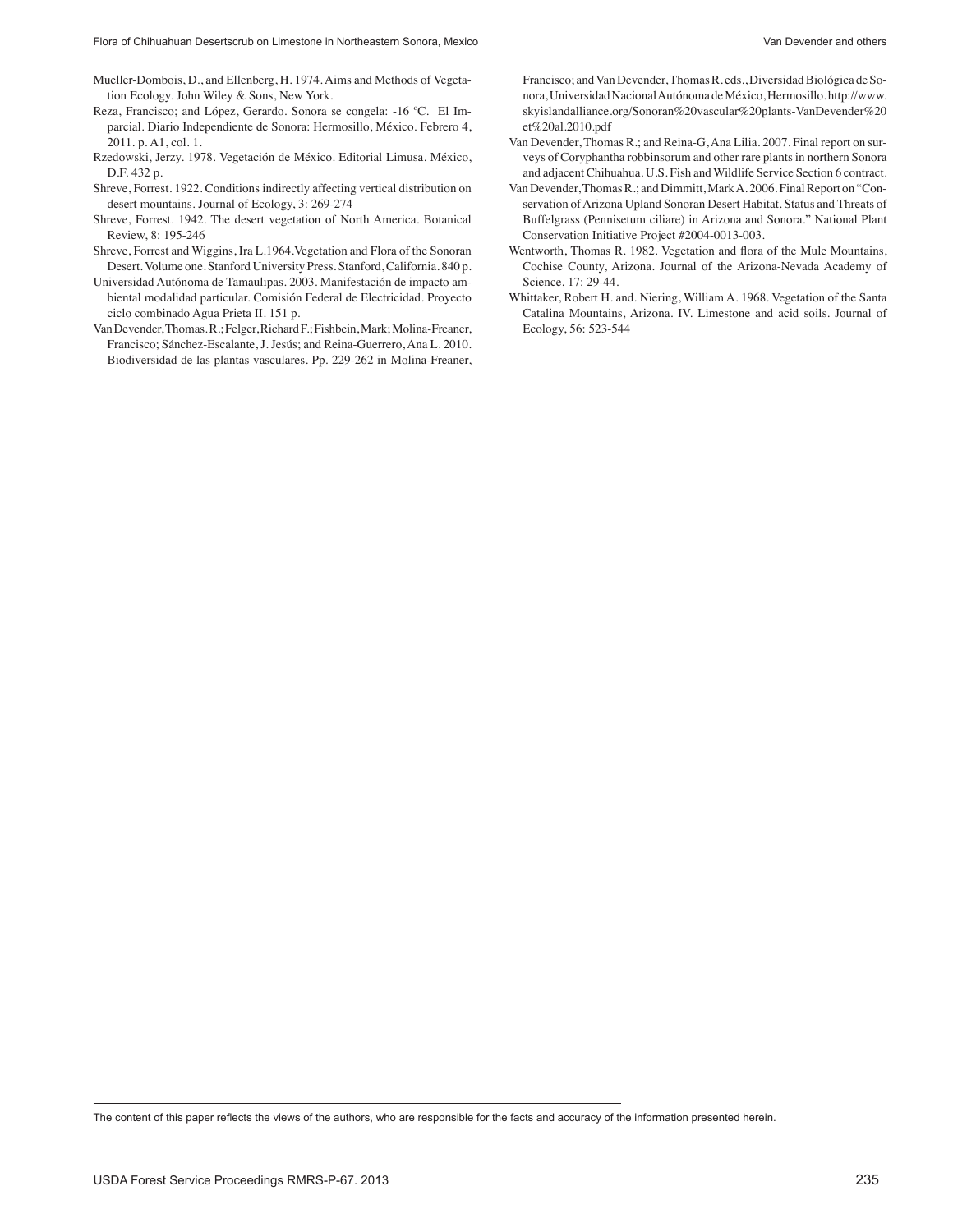Mueller-Dombois, D., and Ellenberg, H. 1974. Aims and Methods of Vegetation Ecology. John Wiley & Sons, New York.

Reza, Francisco; and López, Gerardo. Sonora se congela: -16 ºC. El Imparcial. Diario Independiente de Sonora: Hermosillo, México. Febrero 4, 2011. p. A1, col. 1.

Rzedowski, Jerzy. 1978. Vegetación de México. Editorial Limusa. México, D.F. 432 p.

Shreve, Forrest. 1922. Conditions indirectly affecting vertical distribution on desert mountains. Journal of Ecology, 3: 269-274

Shreve, Forrest. 1942. The desert vegetation of North America. Botanical Review, 8: 195-246

Shreve, Forrest and Wiggins, Ira L.1964.Vegetation and Flora of the Sonoran Desert. Volume one. Stanford University Press. Stanford, California. 840 p.

Universidad Autónoma de Tamaulipas. 2003. Manifestación de impacto ambiental modalidad particular. Comisión Federal de Electricidad. Proyecto ciclo combinado Agua Prieta II. 151 p.

Van Devender, Thomas. R.; Felger, Richard F.; Fishbein, Mark; Molina-Freaner, Francisco; Sánchez-Escalante, J. Jesús; and Reina-Guerrero, Ana L. 2010. Biodiversidad de las plantas vasculares. Pp. 229-262 in Molina-Freaner, Francisco; and Van Devender, Thomas R. eds., Diversidad Biológica de Sonora, Universidad Nacional Autónoma de México, Hermosillo. http://www.skyislandalliance.org/Sonoran%20vascular%20plants-VanDevender%20et%20al.2010.pdf

Van Devender, Thomas R.; and Reina-G, Ana Lilia. 2007. Final report on surveys of Coryphantha robbinsorum and other rare plants in northern Sonora and adjacent Chihuahua. U.S. Fish and Wildlife Service Section 6 contract.

Van Devender, Thomas R.; and Dimmitt, Mark A. 2006. Final Report on "Conservation of Arizona Upland Sonoran Desert Habitat. Status and Threats of Buffelgrass (Pennisetum ciliare) in Arizona and Sonora." National Plant Conservation Initiative Project #2004-0013-003.

Wentworth, Thomas R. 1982. Vegetation and flora of the Mule Mountains, Cochise County, Arizona. Journal of the Arizona-Nevada Academy of Science, 17: 29-44.

Whittaker, Robert H. and. Niering, William A. 1968. Vegetation of the Santa Catalina Mountains, Arizona. IV. Limestone and acid soils. Journal of Ecology, 56: 523-544

The content of this paper reflects the views of the authors, who are responsible for the facts and accuracy of the information presented herein.